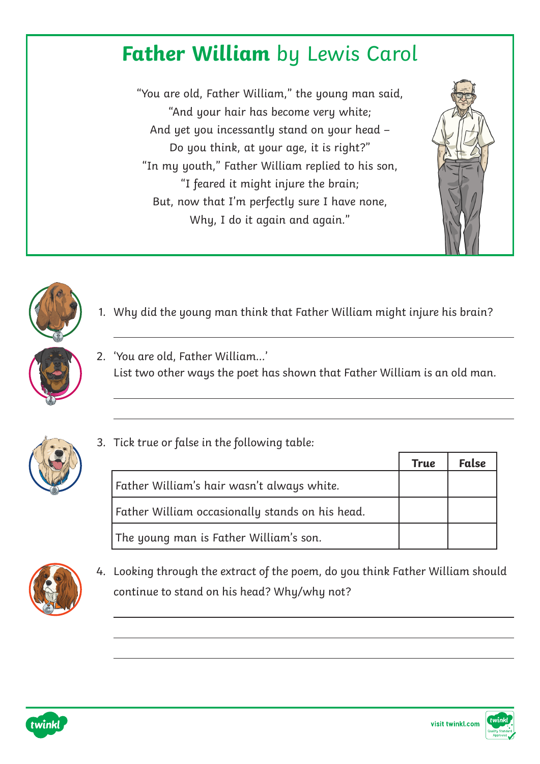# **Father William** by Lewis Carol

"You are old, Father William," the young man said,
"And your hair has become very white;
And yet you incessantly stand on your head –
Do you think, at your age, it is right?"
"In my youth," Father William replied to his son,
"I feared it might injure the brain;
But, now that I'm perfectly sure I have none,
Why, I do it again and again."

1. Why did the young man think that Father William might injure his brain?

___

2. 'You are old, Father William...'
   List two other ways the poet has shown that Father William is an old man.

___

___

3. Tick true or false in the following table:

| | **True** | **False** |
|---|---|---|
| Father William's hair wasn't always white. | | |
| Father William occasionally stands on his head. | | |
| The young man is Father William's son. | | |

4. Looking through the extract of the poem, do you think Father William should continue to stand on his head? Why/why not?

___

___

___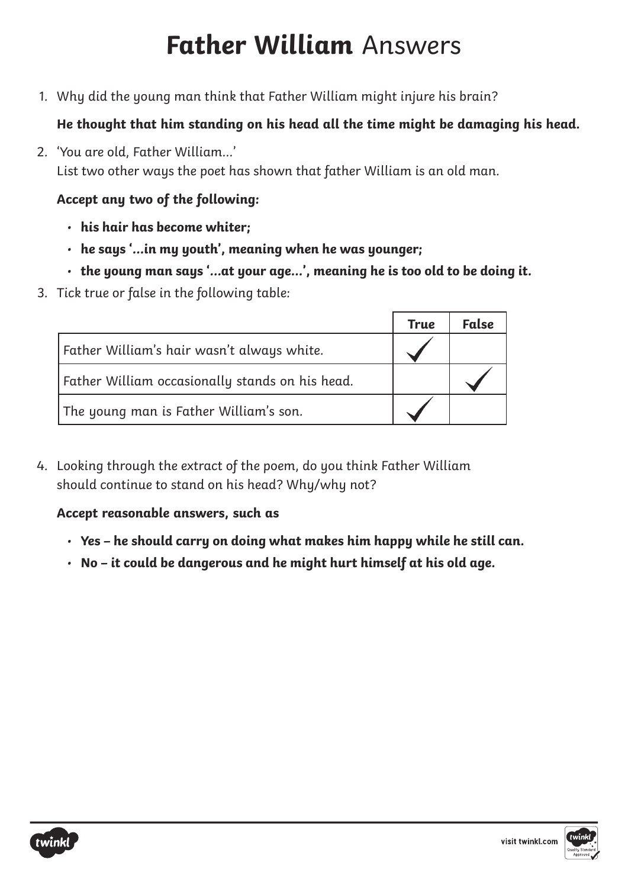# **Father William** Answers

1. Why did the young man think that Father William might injure his brain?

   **He thought that him standing on his head all the time might be damaging his head.**

2. 'You are old, Father William…'
   List two other ways the poet has shown that father William is an old man.

   ***Accept any two of the following:***

   - **his hair has become whiter;**
   - **he says '…in my youth', meaning when he was younger;**
   - **the young man says '…at your age…', meaning he is too old to be doing it.**

3. Tick true or false in the following table:

| | True | False |
|---|---|---|
| Father William's hair wasn't always white. | ✓ | |
| Father William occasionally stands on his head. | | ✓ |
| The young man is Father William's son. | ✓ | |

4. Looking through the extract of the poem, do you think Father William should continue to stand on his head? Why/why not?

   **Accept reasonable answers, such as**

   - **Yes – he should carry on doing what makes him happy while he still can.**
   - **No – it could be dangerous and he might hurt himself at his old age.**